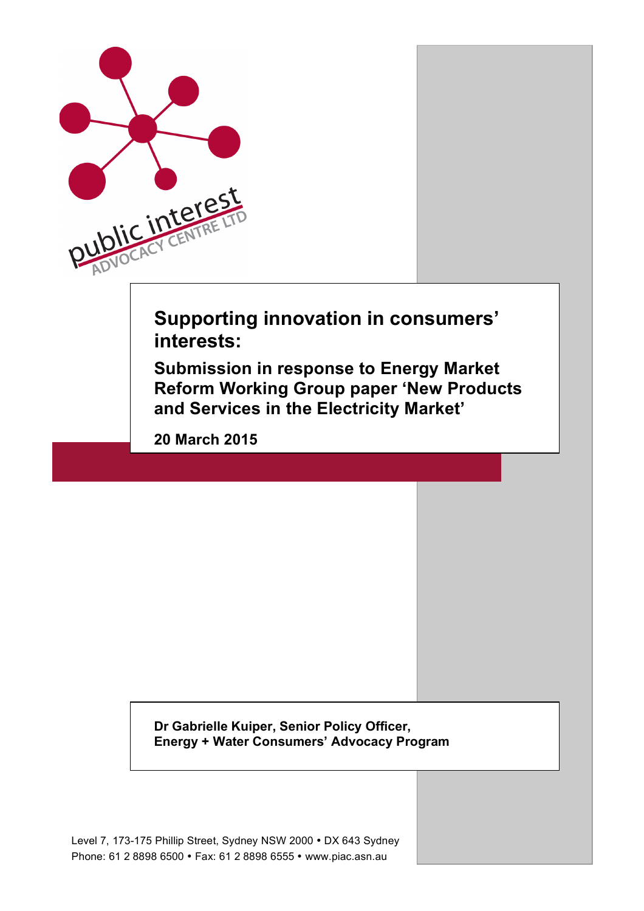public interest ADVOCACY CENTRE LTD

# Supporting innovation in consumers' interests:

## Submission in response to Energy Market Reform Working Group paper 'New Products and Services in the Electricity Market'

**20 March 2015**

**Dr Gabrielle Kuiper, Senior Policy Officer,**
**Energy + Water Consumers' Advocacy Program**

Level 7, 173-175 Phillip Street, Sydney NSW 2000 • DX 643 Sydney
Phone: 61 2 8898 6500 • Fax: 61 2 8898 6555 • www.piac.asn.au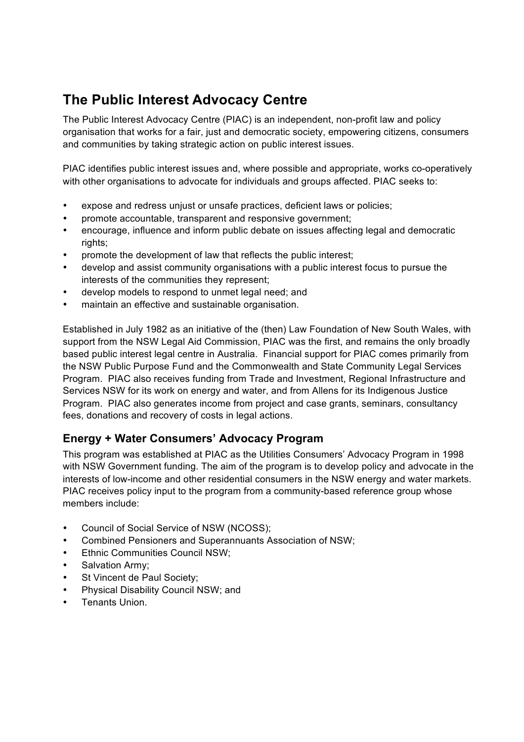## The Public Interest Advocacy Centre

The Public Interest Advocacy Centre (PIAC) is an independent, non-profit law and policy organisation that works for a fair, just and democratic society, empowering citizens, consumers and communities by taking strategic action on public interest issues.

PIAC identifies public interest issues and, where possible and appropriate, works co-operatively with other organisations to advocate for individuals and groups affected. PIAC seeks to:

- expose and redress unjust or unsafe practices, deficient laws or policies;
- promote accountable, transparent and responsive government;
- encourage, influence and inform public debate on issues affecting legal and democratic rights;
- promote the development of law that reflects the public interest;
- develop and assist community organisations with a public interest focus to pursue the interests of the communities they represent;
- develop models to respond to unmet legal need; and
- maintain an effective and sustainable organisation.

Established in July 1982 as an initiative of the (then) Law Foundation of New South Wales, with support from the NSW Legal Aid Commission, PIAC was the first, and remains the only broadly based public interest legal centre in Australia. Financial support for PIAC comes primarily from the NSW Public Purpose Fund and the Commonwealth and State Community Legal Services Program. PIAC also receives funding from Trade and Investment, Regional Infrastructure and Services NSW for its work on energy and water, and from Allens for its Indigenous Justice Program. PIAC also generates income from project and case grants, seminars, consultancy fees, donations and recovery of costs in legal actions.

### Energy + Water Consumers' Advocacy Program

This program was established at PIAC as the Utilities Consumers' Advocacy Program in 1998 with NSW Government funding. The aim of the program is to develop policy and advocate in the interests of low-income and other residential consumers in the NSW energy and water markets. PIAC receives policy input to the program from a community-based reference group whose members include:

- Council of Social Service of NSW (NCOSS);
- Combined Pensioners and Superannuants Association of NSW;
- Ethnic Communities Council NSW;
- Salvation Army;
- St Vincent de Paul Society;
- Physical Disability Council NSW; and
- Tenants Union.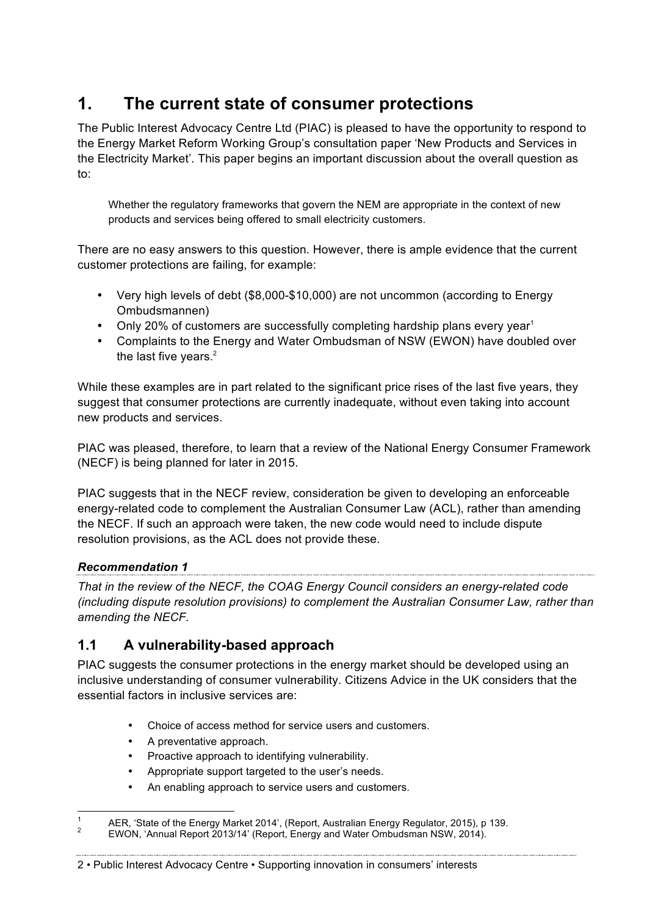# 1. The current state of consumer protections

The Public Interest Advocacy Centre Ltd (PIAC) is pleased to have the opportunity to respond to the Energy Market Reform Working Group's consultation paper 'New Products and Services in the Electricity Market'. This paper begins an important discussion about the overall question as to:

> Whether the regulatory frameworks that govern the NEM are appropriate in the context of new products and services being offered to small electricity customers.

There are no easy answers to this question. However, there is ample evidence that the current customer protections are failing, for example:

- Very high levels of debt ($8,000-$10,000) are not uncommon (according to Energy Ombudsmannen)
- Only 20% of customers are successfully completing hardship plans every year[1]
- Complaints to the Energy and Water Ombudsman of NSW (EWON) have doubled over the last five years.[2]

While these examples are in part related to the significant price rises of the last five years, they suggest that consumer protections are currently inadequate, without even taking into account new products and services.

PIAC was pleased, therefore, to learn that a review of the National Energy Consumer Framework (NECF) is being planned for later in 2015.

PIAC suggests that in the NECF review, consideration be given to developing an enforceable energy-related code to complement the Australian Consumer Law (ACL), rather than amending the NECF. If such an approach were taken, the new code would need to include dispute resolution provisions, as the ACL does not provide these.

***Recommendation 1***

*That in the review of the NECF, the COAG Energy Council considers an energy-related code (including dispute resolution provisions) to complement the Australian Consumer Law, rather than amending the NECF.*

## 1.1 A vulnerability-based approach

PIAC suggests the consumer protections in the energy market should be developed using an inclusive understanding of consumer vulnerability. Citizens Advice in the UK considers that the essential factors in inclusive services are:

- Choice of access method for service users and customers.
- A preventative approach.
- Proactive approach to identifying vulnerability.
- Appropriate support targeted to the user's needs.
- An enabling approach to service users and customers.

---

[1] AER, 'State of the Energy Market 2014', (Report, Australian Energy Regulator, 2015), p 139.

[2] EWON, 'Annual Report 2013/14' (Report, Energy and Water Ombudsman NSW, 2014).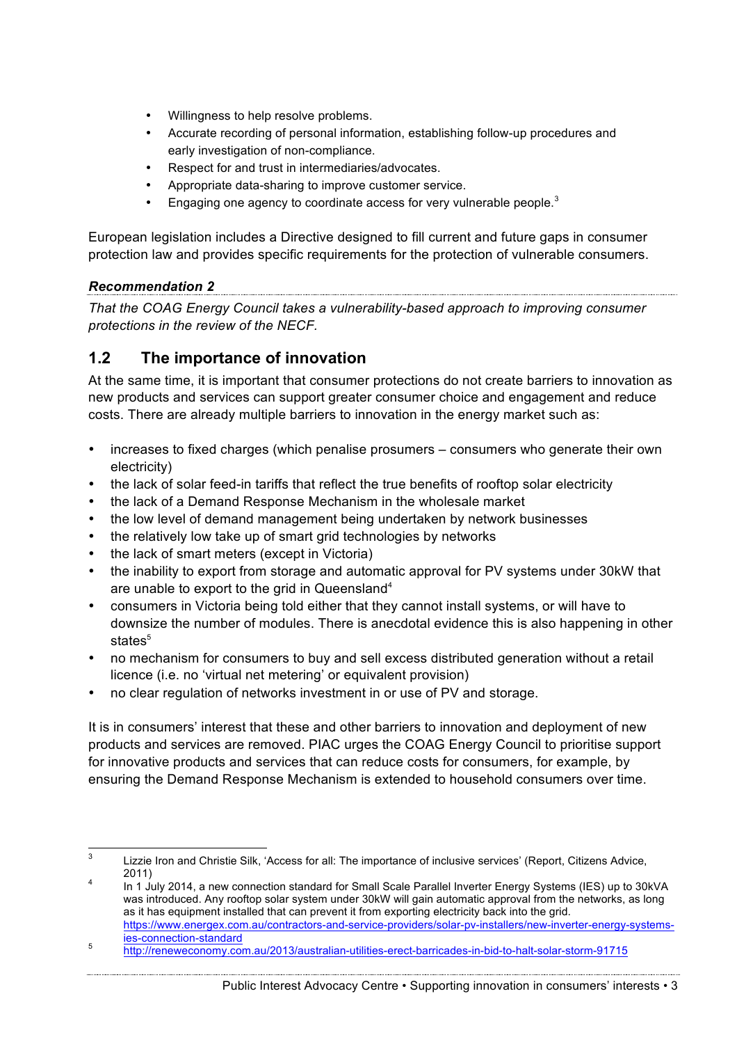- Willingness to help resolve problems.
- Accurate recording of personal information, establishing follow-up procedures and early investigation of non-compliance.
- Respect for and trust in intermediaries/advocates.
- Appropriate data-sharing to improve customer service.
- Engaging one agency to coordinate access for very vulnerable people.[3]

European legislation includes a Directive designed to fill current and future gaps in consumer protection law and provides specific requirements for the protection of vulnerable consumers.

***Recommendation 2***

*That the COAG Energy Council takes a vulnerability-based approach to improving consumer protections in the review of the NECF.*

## 1.2 The importance of innovation

At the same time, it is important that consumer protections do not create barriers to innovation as new products and services can support greater consumer choice and engagement and reduce costs. There are already multiple barriers to innovation in the energy market such as:

- increases to fixed charges (which penalise prosumers – consumers who generate their own electricity)
- the lack of solar feed-in tariffs that reflect the true benefits of rooftop solar electricity
- the lack of a Demand Response Mechanism in the wholesale market
- the low level of demand management being undertaken by network businesses
- the relatively low take up of smart grid technologies by networks
- the lack of smart meters (except in Victoria)
- the inability to export from storage and automatic approval for PV systems under 30kW that are unable to export to the grid in Queensland[4]
- consumers in Victoria being told either that they cannot install systems, or will have to downsize the number of modules. There is anecdotal evidence this is also happening in other states[5]
- no mechanism for consumers to buy and sell excess distributed generation without a retail licence (i.e. no 'virtual net metering' or equivalent provision)
- no clear regulation of networks investment in or use of PV and storage.

It is in consumers' interest that these and other barriers to innovation and deployment of new products and services are removed. PIAC urges the COAG Energy Council to prioritise support for innovative products and services that can reduce costs for consumers, for example, by ensuring the Demand Response Mechanism is extended to household consumers over time.

---

[3] Lizzie Iron and Christie Silk, 'Access for all: The importance of inclusive services' (Report, Citizens Advice, 2011)

[4] In 1 July 2014, a new connection standard for Small Scale Parallel Inverter Energy Systems (IES) up to 30kVA was introduced. Any rooftop solar system under 30kW will gain automatic approval from the networks, as long as it has equipment installed that can prevent it from exporting electricity back into the grid. https://www.energex.com.au/contractors-and-service-providers/solar-pv-installers/new-inverter-energy-systems-ies-connection-standard

[5] http://reneweconomy.com.au/2013/australian-utilities-erect-barricades-in-bid-to-halt-solar-storm-91715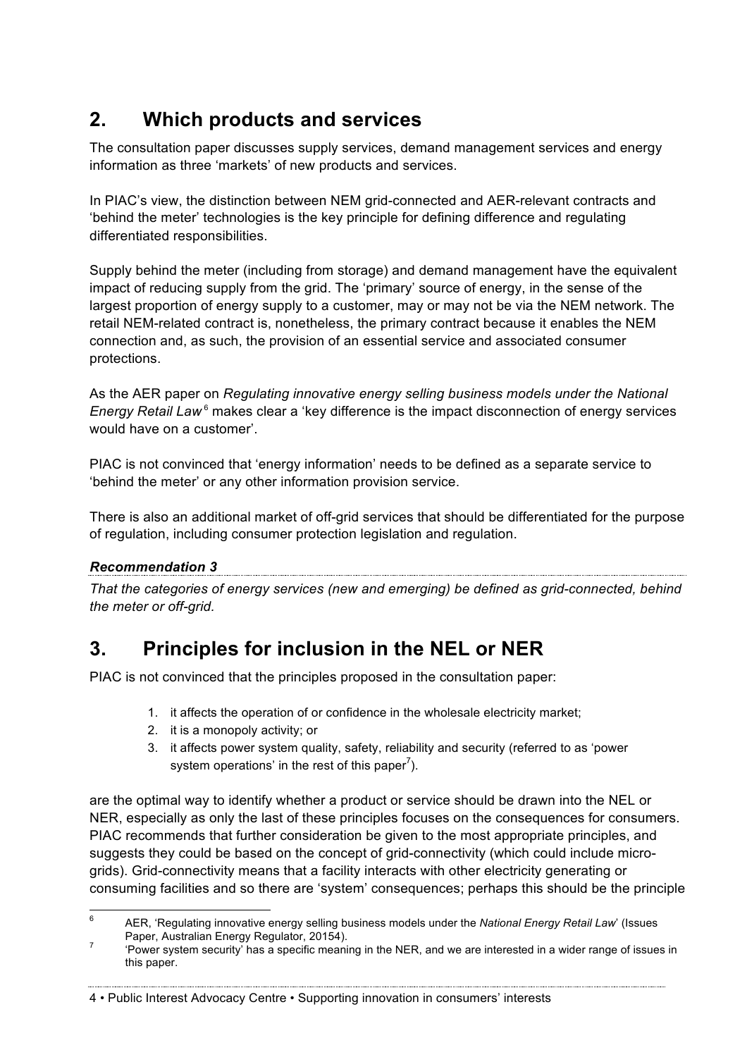## 2. Which products and services

The consultation paper discusses supply services, demand management services and energy information as three 'markets' of new products and services.

In PIAC's view, the distinction between NEM grid-connected and AER-relevant contracts and 'behind the meter' technologies is the key principle for defining difference and regulating differentiated responsibilities.

Supply behind the meter (including from storage) and demand management have the equivalent impact of reducing supply from the grid. The 'primary' source of energy, in the sense of the largest proportion of energy supply to a customer, may or may not be via the NEM network. The retail NEM-related contract is, nonetheless, the primary contract because it enables the NEM connection and, as such, the provision of an essential service and associated consumer protections.

As the AER paper on *Regulating innovative energy selling business models under the National Energy Retail Law*[6] makes clear a 'key difference is the impact disconnection of energy services would have on a customer'.

PIAC is not convinced that 'energy information' needs to be defined as a separate service to 'behind the meter' or any other information provision service.

There is also an additional market of off-grid services that should be differentiated for the purpose of regulation, including consumer protection legislation and regulation.

***Recommendation 3***

*That the categories of energy services (new and emerging) be defined as grid-connected, behind the meter or off-grid.*

## 3. Principles for inclusion in the NEL or NER

PIAC is not convinced that the principles proposed in the consultation paper:

1. it affects the operation of or confidence in the wholesale electricity market;
2. it is a monopoly activity; or
3. it affects power system quality, safety, reliability and security (referred to as 'power system operations' in the rest of this paper[7]).

are the optimal way to identify whether a product or service should be drawn into the NEL or NER, especially as only the last of these principles focuses on the consequences for consumers. PIAC recommends that further consideration be given to the most appropriate principles, and suggests they could be based on the concept of grid-connectivity (which could include micro-grids). Grid-connectivity means that a facility interacts with other electricity generating or consuming facilities and so there are 'system' consequences; perhaps this should be the principle

---

[6] AER, 'Regulating innovative energy selling business models under the *National Energy Retail Law*' (Issues Paper, Australian Energy Regulator, 20154).

[7] 'Power system security' has a specific meaning in the NER, and we are interested in a wider range of issues in this paper.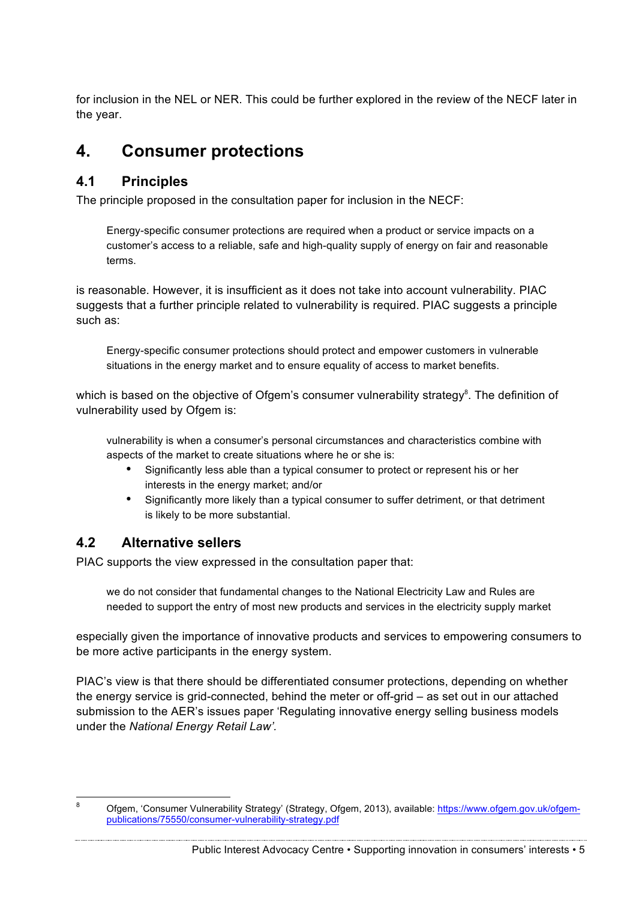for inclusion in the NEL or NER. This could be further explored in the review of the NECF later in the year.

# 4. Consumer protections

## 4.1 Principles

The principle proposed in the consultation paper for inclusion in the NECF:

> Energy-specific consumer protections are required when a product or service impacts on a customer's access to a reliable, safe and high-quality supply of energy on fair and reasonable terms.

is reasonable. However, it is insufficient as it does not take into account vulnerability. PIAC suggests that a further principle related to vulnerability is required. PIAC suggests a principle such as:

> Energy-specific consumer protections should protect and empower customers in vulnerable situations in the energy market and to ensure equality of access to market benefits.

which is based on the objective of Ofgem's consumer vulnerability strategy[8]. The definition of vulnerability used by Ofgem is:

> vulnerability is when a consumer's personal circumstances and characteristics combine with aspects of the market to create situations where he or she is:
>
> - Significantly less able than a typical consumer to protect or represent his or her interests in the energy market; and/or
> - Significantly more likely than a typical consumer to suffer detriment, or that detriment is likely to be more substantial.

## 4.2 Alternative sellers

PIAC supports the view expressed in the consultation paper that:

> we do not consider that fundamental changes to the National Electricity Law and Rules are needed to support the entry of most new products and services in the electricity supply market

especially given the importance of innovative products and services to empowering consumers to be more active participants in the energy system.

PIAC's view is that there should be differentiated consumer protections, depending on whether the energy service is grid-connected, behind the meter or off-grid – as set out in our attached submission to the AER's issues paper 'Regulating innovative energy selling business models under the *National Energy Retail Law'.*

---

[8] Ofgem, 'Consumer Vulnerability Strategy' (Strategy, Ofgem, 2013), available: https://www.ofgem.gov.uk/ofgem-publications/75550/consumer-vulnerability-strategy.pdf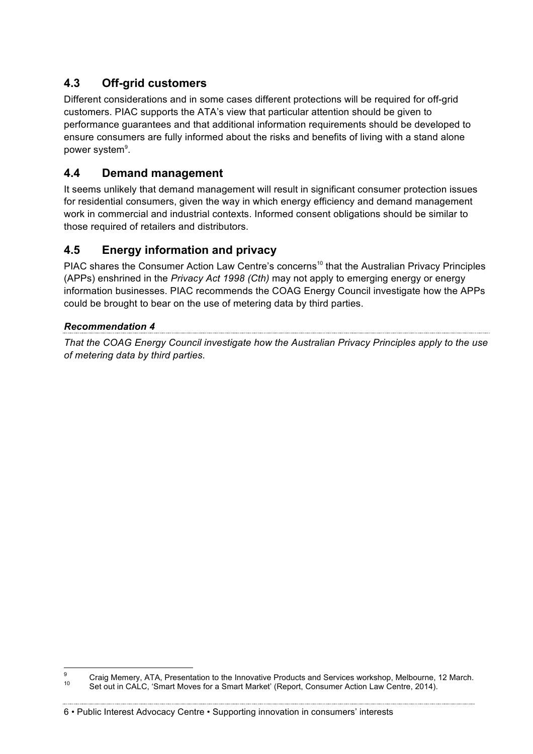## 4.3 Off-grid customers

Different considerations and in some cases different protections will be required for off-grid customers. PIAC supports the ATA's view that particular attention should be given to performance guarantees and that additional information requirements should be developed to ensure consumers are fully informed about the risks and benefits of living with a stand alone power system[9].

## 4.4 Demand management

It seems unlikely that demand management will result in significant consumer protection issues for residential consumers, given the way in which energy efficiency and demand management work in commercial and industrial contexts. Informed consent obligations should be similar to those required of retailers and distributors.

## 4.5 Energy information and privacy

PIAC shares the Consumer Action Law Centre's concerns[10] that the Australian Privacy Principles (APPs) enshrined in the *Privacy Act 1998 (Cth)* may not apply to emerging energy or energy information businesses. PIAC recommends the COAG Energy Council investigate how the APPs could be brought to bear on the use of metering data by third parties.

***Recommendation 4***

*That the COAG Energy Council investigate how the Australian Privacy Principles apply to the use of metering data by third parties.*

---

[9] Craig Memery, ATA, Presentation to the Innovative Products and Services workshop, Melbourne, 12 March.

[10] Set out in CALC, 'Smart Moves for a Smart Market' (Report, Consumer Action Law Centre, 2014).